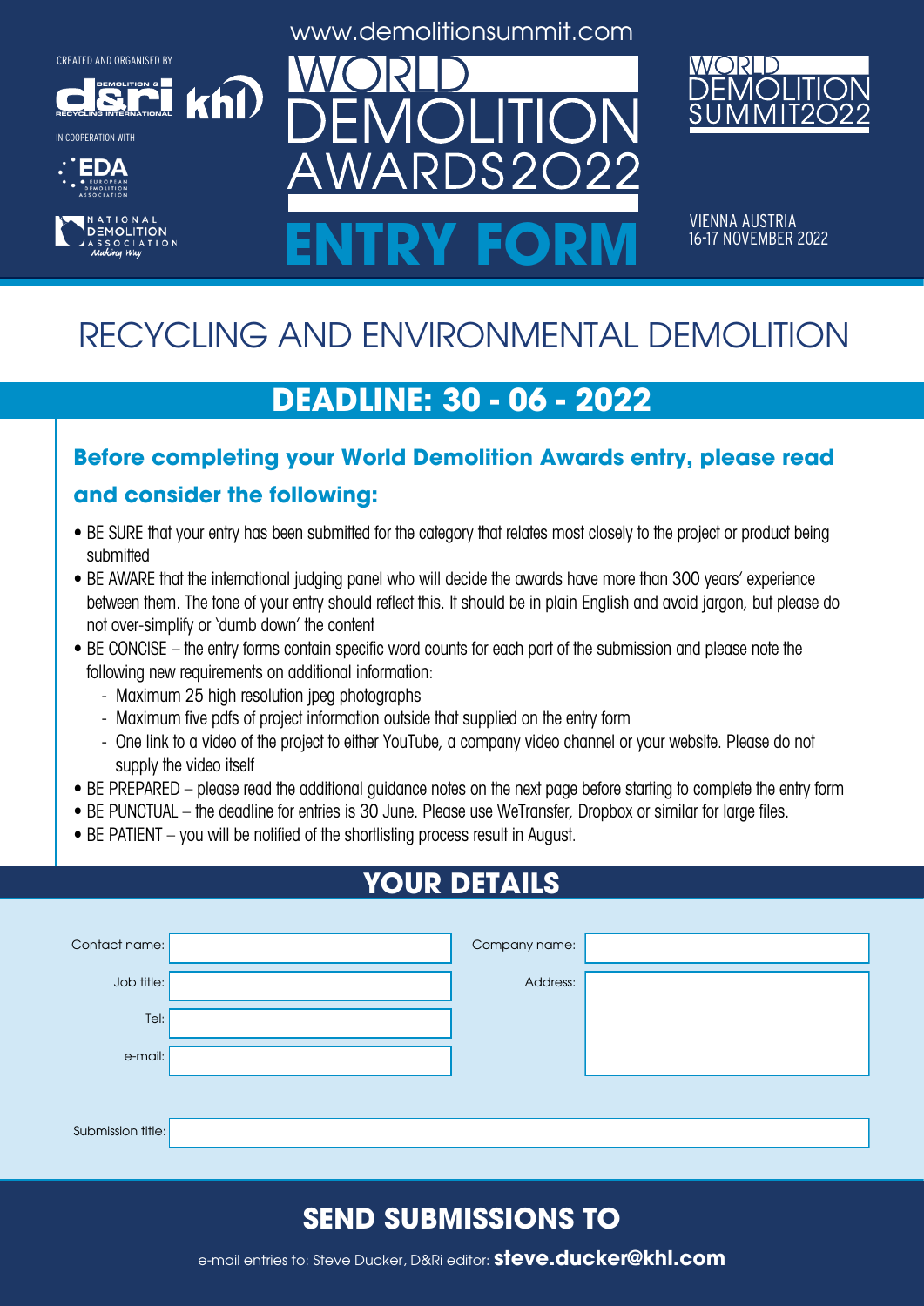CREATED AND ORGANISED BY

IN COOPERATION WITH

www.demolitionsummit.com

# WORLD DEMOLITION AWARDS2022

# ENTRY FORM

WORLD DEMOLITION SUMMIT2022

VIENNA AUSTRIA
16-17 NOVEMBER 2022

## RECYCLING AND ENVIRONMENTAL DEMOLITION

## DEADLINE: 30 - 06 - 2022

### Before completing your World Demolition Awards entry, please read and consider the following:

- BE SURE that your entry has been submitted for the category that relates most closely to the project or product being submitted
- BE AWARE that the international judging panel who will decide the awards have more than 300 years' experience between them. The tone of your entry should reflect this. It should be in plain English and avoid jargon, but please do not over-simplify or 'dumb down' the content
- BE CONCISE – the entry forms contain specific word counts for each part of the submission and please note the following new requirements on additional information:
  - Maximum 25 high resolution jpeg photographs
  - Maximum five pdfs of project information outside that supplied on the entry form
  - One link to a video of the project to either YouTube, a company video channel or your website. Please do not supply the video itself
- BE PREPARED – please read the additional guidance notes on the next page before starting to complete the entry form
- BE PUNCTUAL – the deadline for entries is 30 June. Please use WeTransfer, Dropbox or similar for large files.
- BE PATIENT – you will be notified of the shortlisting process result in August.

## YOUR DETAILS

Contact name:

Job title:

Tel:

e-mail:

Company name:

Address:

Submission title:

## SEND SUBMISSIONS TO

e-mail entries to: Steve Ducker, D&Ri editor: **steve.ducker@khl.com**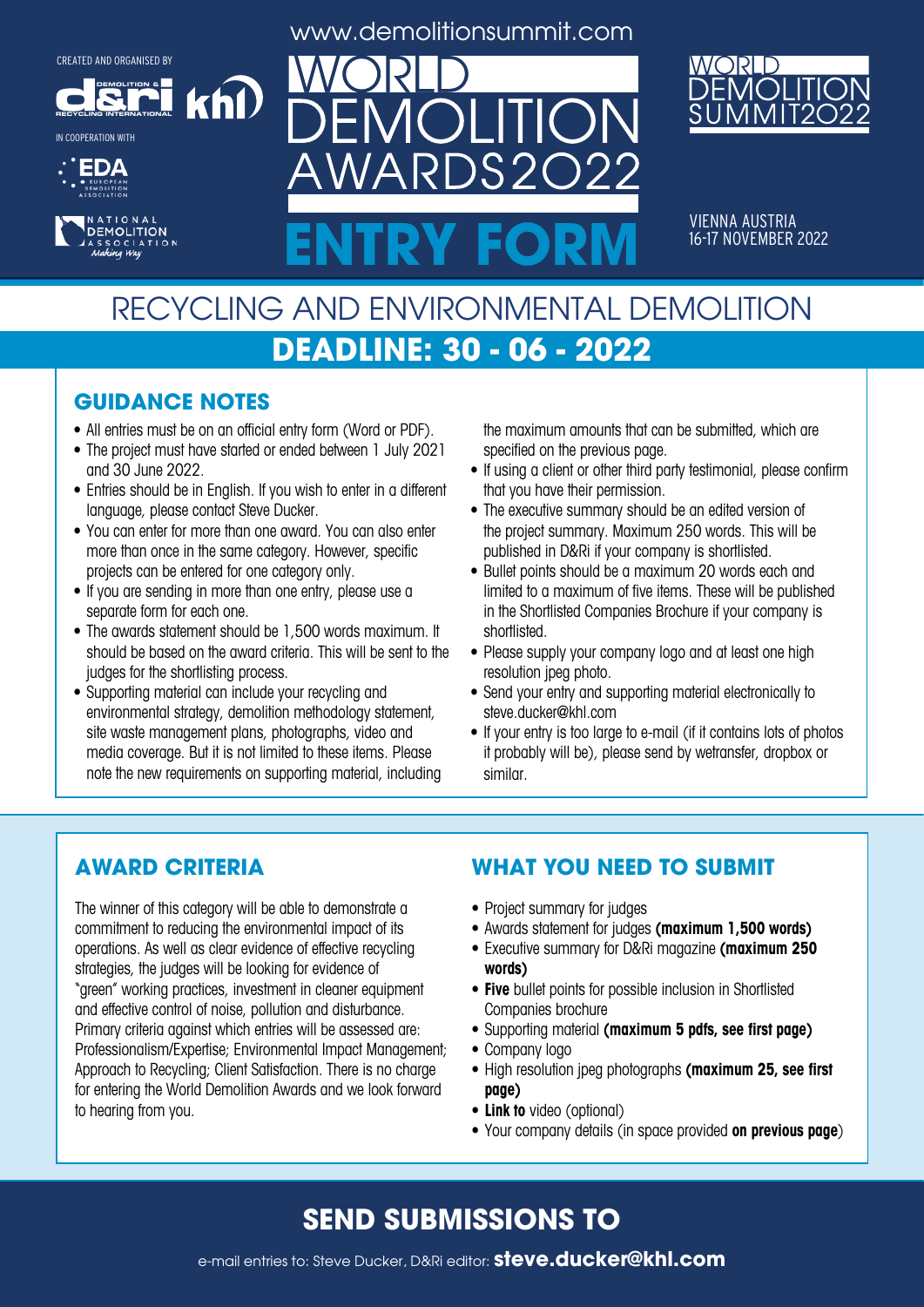CREATED AND ORGANISED BY

IN COOPERATION WITH

www.demolitionsummit.com

# WORLD DEMOLITION AWARDS2022

# ENTRY FORM

WORLD DEMOLITION SUMMIT2022

VIENNA AUSTRIA
16-17 NOVEMBER 2022

## RECYCLING AND ENVIRONMENTAL DEMOLITION

## DEADLINE: 30 - 06 - 2022

### GUIDANCE NOTES

- All entries must be on an official entry form (Word or PDF).
- The project must have started or ended between 1 July 2021 and 30 June 2022.
- Entries should be in English. If you wish to enter in a different language, please contact Steve Ducker.
- You can enter for more than one award. You can also enter more than once in the same category. However, specific projects can be entered for one category only.
- If you are sending in more than one entry, please use a separate form for each one.
- The awards statement should be 1,500 words maximum. It should be based on the award criteria. This will be sent to the judges for the shortlisting process.
- Supporting material can include your recycling and environmental strategy, demolition methodology statement, site waste management plans, photographs, video and media coverage. But it is not limited to these items. Please note the new requirements on supporting material, including the maximum amounts that can be submitted, which are specified on the previous page.
- If using a client or other third party testimonial, please confirm that you have their permission.
- The executive summary should be an edited version of the project summary. Maximum 250 words. This will be published in D&Ri if your company is shortlisted.
- Bullet points should be a maximum 20 words each and limited to a maximum of five items. These will be published in the Shortlisted Companies Brochure if your company is shortlisted.
- Please supply your company logo and at least one high resolution jpeg photo.
- Send your entry and supporting material electronically to steve.ducker@khl.com
- If your entry is too large to e-mail (if it contains lots of photos it probably will be), please send by wetransfer, dropbox or similar.

### AWARD CRITERIA

The winner of this category will be able to demonstrate a commitment to reducing the environmental impact of its operations. As well as clear evidence of effective recycling strategies, the judges will be looking for evidence of "green" working practices, investment in cleaner equipment and effective control of noise, pollution and disturbance. Primary criteria against which entries will be assessed are: Professionalism/Expertise; Environmental Impact Management; Approach to Recycling; Client Satisfaction. There is no charge for entering the World Demolition Awards and we look forward to hearing from you.

### WHAT YOU NEED TO SUBMIT

- Project summary for judges
- Awards statement for judges **(maximum 1,500 words)**
- Executive summary for D&Ri magazine **(maximum 250 words)**
- **Five** bullet points for possible inclusion in Shortlisted Companies brochure
- Supporting material **(maximum 5 pdfs, see first page)**
- Company logo
- High resolution jpeg photographs **(maximum 25, see first page)**
- **Link to** video (optional)
- Your company details (in space provided **on previous page**)

## SEND SUBMISSIONS TO

e-mail entries to: Steve Ducker, D&Ri editor: **steve.ducker@khl.com**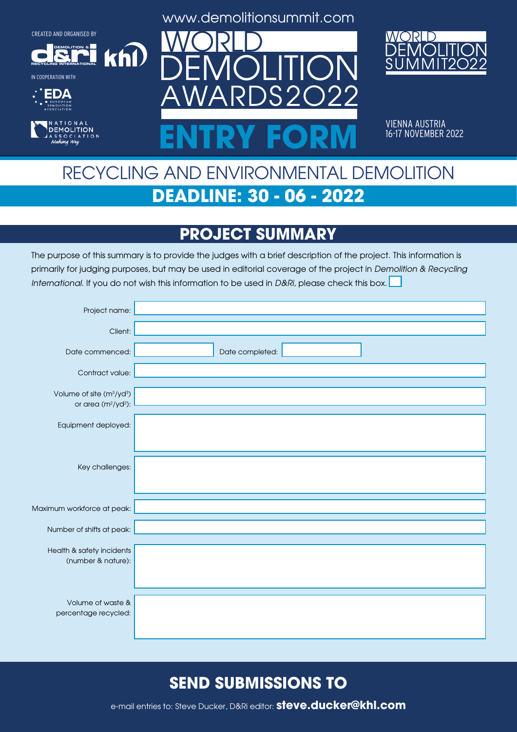CREATED AND ORGANISED BY

IN COOPERATION WITH

www.demolitionsummit.com

# WORLD DEMOLITION AWARDS2022

# ENTRY FORM

WORLD DEMOLITION SUMMIT2022

VIENNA AUSTRIA
16-17 NOVEMBER 2022

## RECYCLING AND ENVIRONMENTAL DEMOLITION

## DEADLINE: 30 - 06 - 2022

## PROJECT SUMMARY

The purpose of this summary is to provide the judges with a brief description of the project. This information is primarily for judging purposes, but may be used in editorial coverage of the project in *Demolition & Recycling International.* If you do not wish this information to be used in *D&Ri,* please check this box. ☐

| | |
|---|---|
| Project name: | |
| Client: | |
| Date commenced: | Date completed: |
| Contract value: | |
| Volume of site ($m^3$/$yd^3$) or area ($m^2$/$yd^2$): | |
| Equipment deployed: | |
| Key challenges: | |
| Maximum workforce at peak: | |
| Number of shifts at peak: | |
| Health & safety incidents (number & nature): | |
| Volume of waste & percentage recycled: | |

## SEND SUBMISSIONS TO

e-mail entries to: Steve Ducker, D&Ri editor: **steve.ducker@khl.com**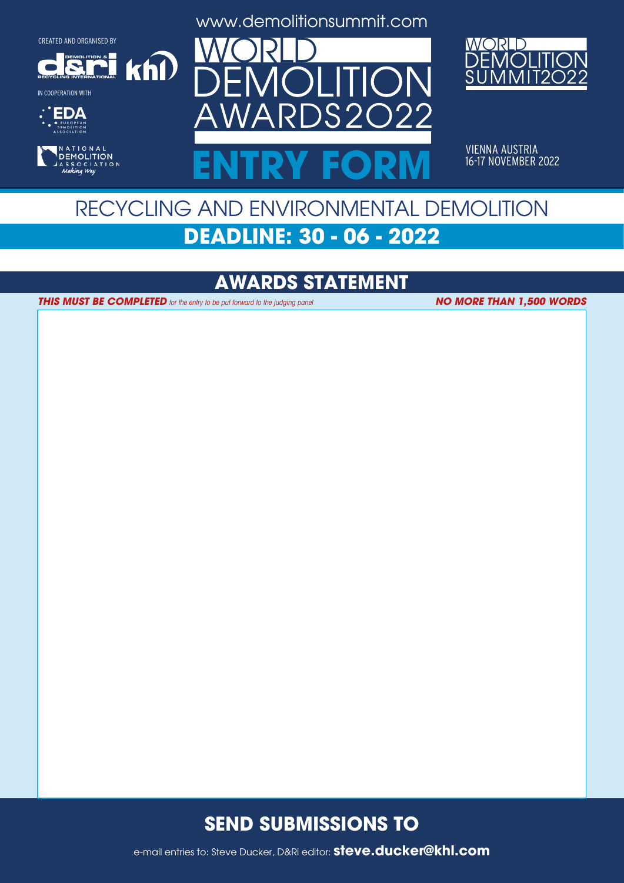CREATED AND ORGANISED BY

IN COOPERATION WITH

www.demolitionsummit.com

# WORLD DEMOLITION AWARDS2022

# ENTRY FORM

WORLD DEMOLITION SUMMIT2022

VIENNA AUSTRIA
16-17 NOVEMBER 2022

## RECYCLING AND ENVIRONMENTAL DEMOLITION

## DEADLINE: 30 - 06 - 2022

## AWARDS STATEMENT

***THIS MUST BE COMPLETED*** *for the entry to be put forward to the judging panel* ***NO MORE THAN 1,500 WORDS***

## SEND SUBMISSIONS TO

e-mail entries to: Steve Ducker, D&Ri editor: **steve.ducker@khl.com**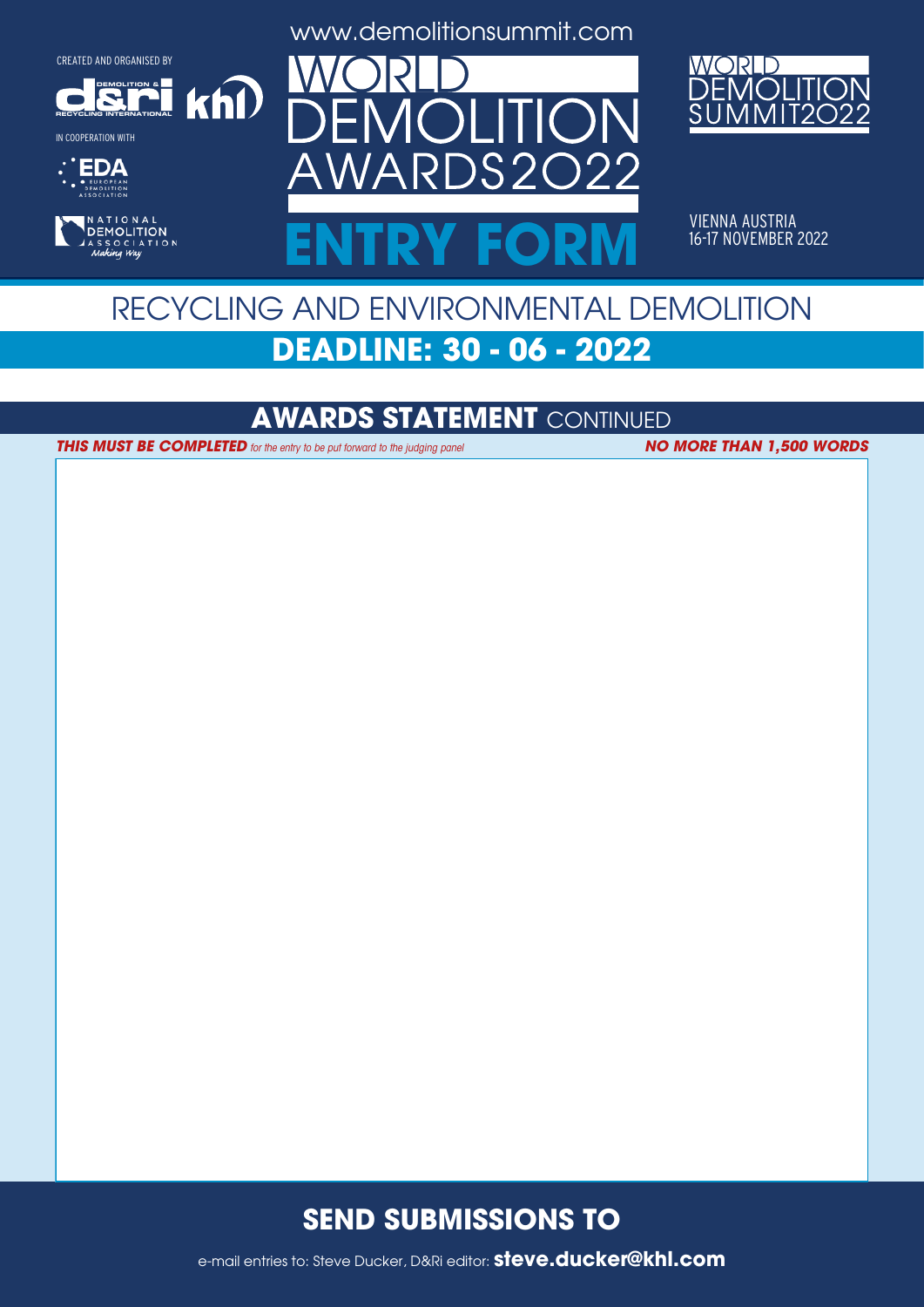CREATED AND ORGANISED BY

IN COOPERATION WITH

www.demolitionsummit.com

# WORLD DEMOLITION AWARDS2022

# ENTRY FORM

WORLD DEMOLITION SUMMIT2022

VIENNA AUSTRIA
16-17 NOVEMBER 2022

## RECYCLING AND ENVIRONMENTAL DEMOLITION

## DEADLINE: 30 - 06 - 2022

## AWARDS STATEMENT CONTINUED

***THIS MUST BE COMPLETED*** *for the entry to be put forward to the judging panel* ***NO MORE THAN 1,500 WORDS***

## SEND SUBMISSIONS TO

e-mail entries to: Steve Ducker, D&Ri editor: **steve.ducker@khl.com**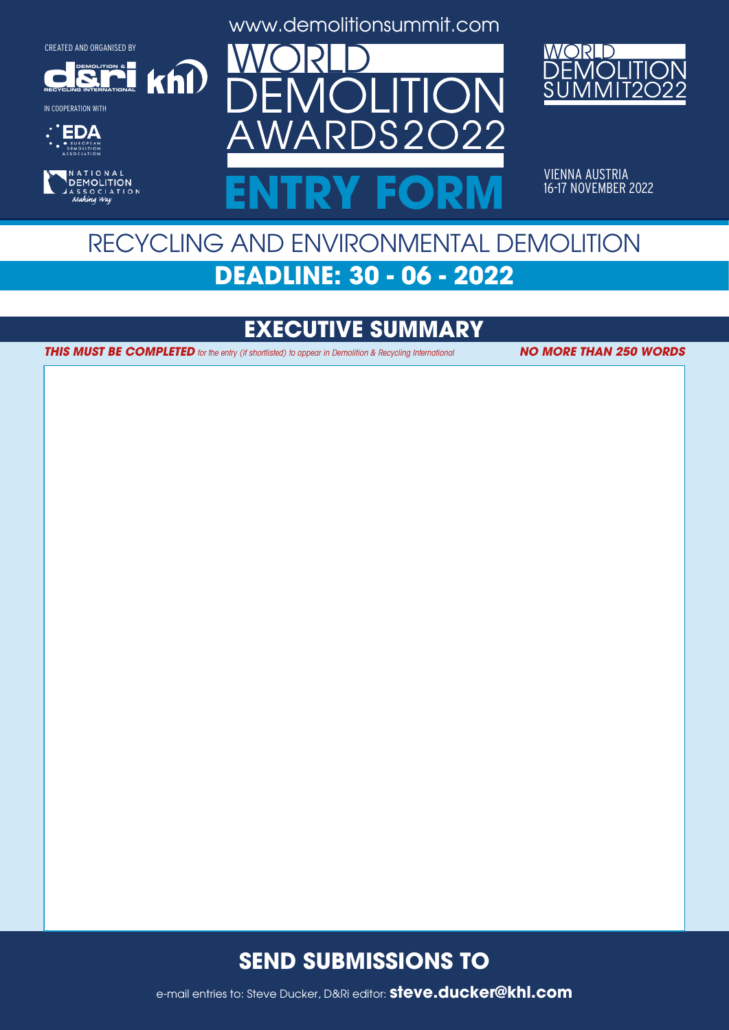CREATED AND ORGANISED BY

IN COOPERATION WITH

www.demolitionsummit.com

# WORLD DEMOLITION AWARDS2022

# ENTRY FORM

WORLD DEMOLITION SUMMIT2022

VIENNA AUSTRIA
16-17 NOVEMBER 2022

## RECYCLING AND ENVIRONMENTAL DEMOLITION

**DEADLINE: 30 - 06 - 2022**

## EXECUTIVE SUMMARY

***THIS MUST BE COMPLETED*** *for the entry (if shortlisted) to appear in Demolition & Recycling International* ***NO MORE THAN 250 WORDS***

## SEND SUBMISSIONS TO

e-mail entries to: Steve Ducker, D&Ri editor: **steve.ducker@khl.com**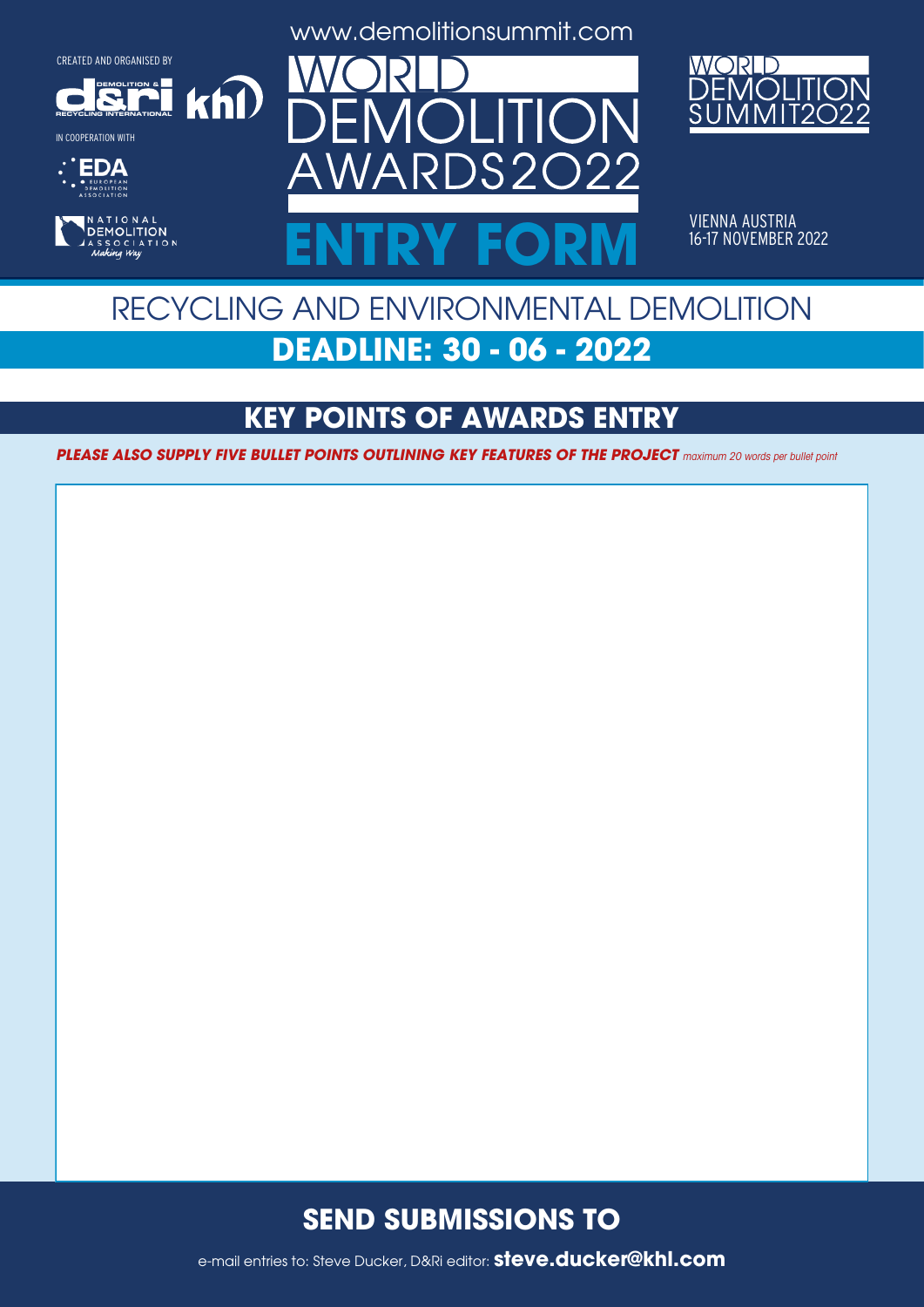CREATED AND ORGANISED BY

IN COOPERATION WITH

www.demolitionsummit.com

# WORLD DEMOLITION AWARDS2022

# ENTRY FORM

WORLD DEMOLITION SUMMIT2022

VIENNA AUSTRIA
16-17 NOVEMBER 2022

## RECYCLING AND ENVIRONMENTAL DEMOLITION

**DEADLINE: 30 - 06 - 2022**

## KEY POINTS OF AWARDS ENTRY

***PLEASE ALSO SUPPLY FIVE BULLET POINTS OUTLINING KEY FEATURES OF THE PROJECT*** *maximum 20 words per bullet point*

## SEND SUBMISSIONS TO

e-mail entries to: Steve Ducker, D&Ri editor: **steve.ducker@khl.com**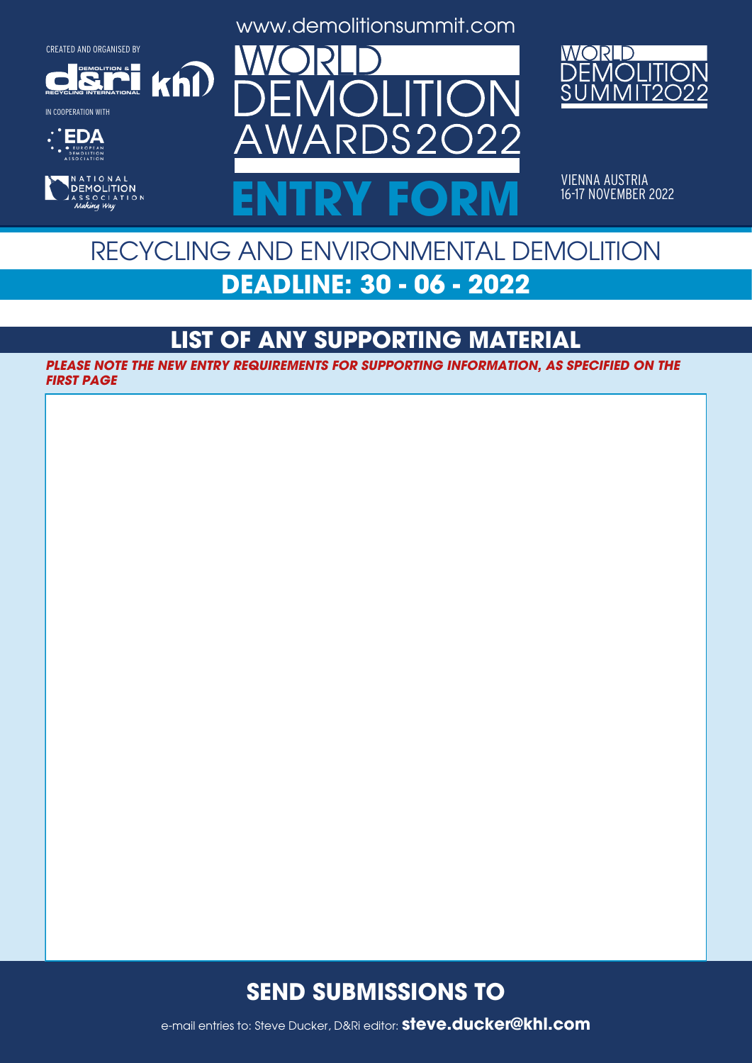CREATED AND ORGANISED BY

IN COOPERATION WITH

www.demolitionsummit.com

# WORLD DEMOLITION AWARDS 2022

# ENTRY FORM

WORLD DEMOLITION SUMMIT 2022

VIENNA AUSTRIA
16-17 NOVEMBER 2022

## RECYCLING AND ENVIRONMENTAL DEMOLITION

**DEADLINE: 30 - 06 - 2022**

## LIST OF ANY SUPPORTING MATERIAL

***PLEASE NOTE THE NEW ENTRY REQUIREMENTS FOR SUPPORTING INFORMATION, AS SPECIFIED ON THE FIRST PAGE***

## SEND SUBMISSIONS TO

e-mail entries to: Steve Ducker, D&Ri editor: **steve.ducker@khl.com**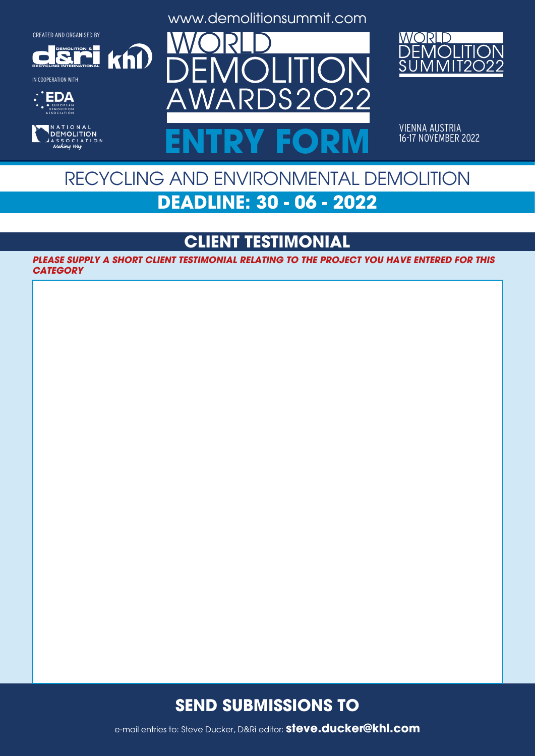CREATED AND ORGANISED BY

IN COOPERATION WITH

www.demolitionsummit.com

# WORLD DEMOLITION AWARDS2022

# ENTRY FORM

WORLD DEMOLITION SUMMIT2022

VIENNA AUSTRIA
16-17 NOVEMBER 2022

## RECYCLING AND ENVIRONMENTAL DEMOLITION

**DEADLINE: 30 - 06 - 2022**

## CLIENT TESTIMONIAL

***PLEASE SUPPLY A SHORT CLIENT TESTIMONIAL RELATING TO THE PROJECT YOU HAVE ENTERED FOR THIS CATEGORY***

## SEND SUBMISSIONS TO

e-mail entries to: Steve Ducker, D&Ri editor: **steve.ducker@khl.com**